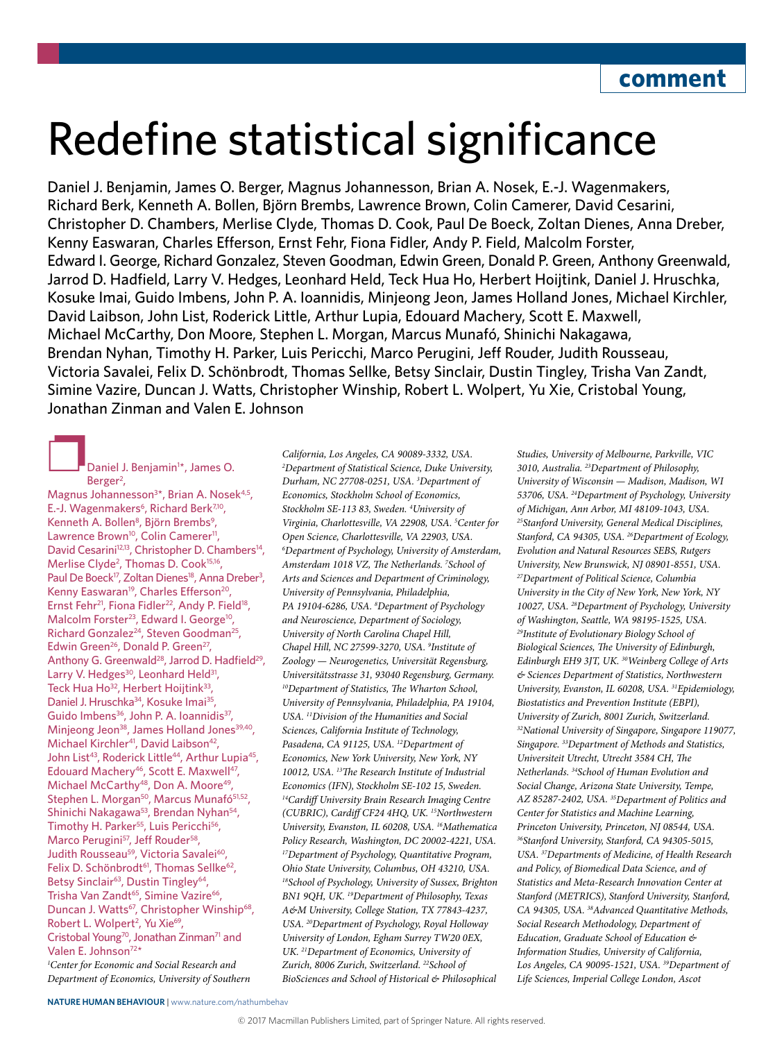comment

# Redefine statistical significance

Daniel J. Benjamin, James O. Berger, Magnus Johannesson, Brian A. Nosek, E.-J. Wagenmakers, Richard Berk, Kenneth A. Bollen, Björn Brembs, Lawrence Brown, Colin Camerer, David Cesarini, Christopher D. Chambers, Merlise Clyde, Thomas D. Cook, Paul De Boeck, Zoltan Dienes, Anna Dreber, Kenny Easwaran, Charles Efferson, Ernst Fehr, Fiona Fidler, Andy P. Field, Malcolm Forster, Edward I. George, Richard Gonzalez, Steven Goodman, Edwin Green, Donald P. Green, Anthony Greenwald, Jarrod D. Hadfield, Larry V. Hedges, Leonhard Held, Teck Hua Ho, Herbert Hoijtink, Daniel J. Hruschka, Kosuke Imai, Guido Imbens, John P. A. Ioannidis, Minjeong Jeon, James Holland Jones, Michael Kirchler, David Laibson, John List, Roderick Little, Arthur Lupia, Edouard Machery, Scott E. Maxwell, Michael McCarthy, Don Moore, Stephen L. Morgan, Marcus Munafó, Shinichi Nakagawa, Brendan Nyhan, Timothy H. Parker, Luis Pericchi, Marco Perugini, Jeff Rouder, Judith Rousseau, Victoria Savalei, Felix D. Schönbrodt, Thomas Sellke, Betsy Sinclair, Dustin Tingley, Trisha Van Zandt, Simine Vazire, Duncan J. Watts, Christopher Winship, Robert L. Wolpert, Yu Xie, Cristobal Young, Jonathan Zinman and Valen E. Johnson

Daniel J. Benjamin[1*], James O. Berger[2], Magnus Johannesson[3*], Brian A. Nosek[4,5], E.-J. Wagenmakers[6], Richard Berk[7,10], Kenneth A. Bollen[8], Björn Brembs[9], Lawrence Brown[10], Colin Camerer[11], David Cesarini[12,13], Christopher D. Chambers[14], Merlise Clyde[2], Thomas D. Cook[15,16], Paul De Boeck[17], Zoltan Dienes[18], Anna Dreber[3], Kenny Easwaran[19], Charles Efferson[20], Ernst Fehr[21], Fiona Fidler[22], Andy P. Field[18], Malcolm Forster[23], Edward I. George[10], Richard Gonzalez[24], Steven Goodman[25], Edwin Green[26], Donald P. Green[27], Anthony G. Greenwald[28], Jarrod D. Hadfield[29], Larry V. Hedges[30], Leonhard Held[31], Teck Hua Ho[32], Herbert Hoijtink[33], Daniel J. Hruschka[34], Kosuke Imai[35], Guido Imbens[36], John P. A. Ioannidis[37], Minjeong Jeon[38], James Holland Jones[39,40], Michael Kirchler[41], David Laibson[42], John List[43], Roderick Little[44], Arthur Lupia[45], Edouard Machery[46], Scott E. Maxwell[47], Michael McCarthy[48], Don A. Moore[49], Stephen L. Morgan[50], Marcus Munafó[51,52], Shinichi Nakagawa[53], Brendan Nyhan[54], Timothy H. Parker[55], Luis Pericchi[56], Marco Perugini[57], Jeff Rouder[58], Judith Rousseau[59], Victoria Savalei[60], Felix D. Schönbrodt[61], Thomas Sellke[62], Betsy Sinclair[63], Dustin Tingley[64], Trisha Van Zandt[65], Simine Vazire[66], Duncan J. Watts[67], Christopher Winship[68], Robert L. Wolpert[2], Yu Xie[69], Cristobal Young[70], Jonathan Zinman[71] and Valen E. Johnson[72*]

*[1]Center for Economic and Social Research and Department of Economics, University of Southern California, Los Angeles, CA 90089-3332, USA. [2]Department of Statistical Science, Duke University, Durham, NC 27708-0251, USA. [3]Department of Economics, Stockholm School of Economics, Stockholm SE-113 83, Sweden. [4]University of Virginia, Charlottesville, VA 22908, USA. [5]Center for Open Science, Charlottesville, VA 22903, USA. [6]Department of Psychology, University of Amsterdam, Amsterdam 1018 VZ, The Netherlands. [7]School of Arts and Sciences and Department of Criminology, University of Pennsylvania, Philadelphia, PA 19104-6286, USA. [8]Department of Psychology and Neuroscience, Department of Sociology, University of North Carolina Chapel Hill, Chapel Hill, NC 27599-3270, USA. [9]Institute of Zoology — Neurogenetics, Universität Regensburg, Universitätsstrasse 31, 93040 Regensburg, Germany. [10]Department of Statistics, The Wharton School, University of Pennsylvania, Philadelphia, PA 19104, USA. [11]Division of the Humanities and Social Sciences, California Institute of Technology, Pasadena, CA 91125, USA. [12]Department of Economics, New York University, New York, NY 10012, USA. [13]The Research Institute of Industrial Economics (IFN), Stockholm SE-102 15, Sweden. [14]Cardiff University Brain Research Imaging Centre (CUBRIC), Cardiff CF24 4HQ, UK. [15]Northwestern University, Evanston, IL 60208, USA. [16]Mathematica Policy Research, Washington, DC 20002-4221, USA. [17]Department of Psychology, Quantitative Program, Ohio State University, Columbus, OH 43210, USA. [18]School of Psychology, University of Sussex, Brighton BN1 9QH, UK. [19]Department of Philosophy, Texas A&M University, College Station, TX 77843-4237, USA. [20]Department of Psychology, Royal Holloway University of London, Egham Surrey TW20 0EX, UK. [21]Department of Economics, University of Zurich, 8006 Zurich, Switzerland. [22]School of BioSciences and School of Historical & Philosophical Studies, University of Melbourne, Parkville, VIC 3010, Australia. [23]Department of Philosophy, University of Wisconsin — Madison, Madison, WI 53706, USA. [24]Department of Psychology, University of Michigan, Ann Arbor, MI 48109-1043, USA. [25]Stanford University, General Medical Disciplines, Stanford, CA 94305, USA. [26]Department of Ecology, Evolution and Natural Resources SEBS, Rutgers University, New Brunswick, NJ 08901-8551, USA. [27]Department of Political Science, Columbia University in the City of New York, New York, NY 10027, USA. [28]Department of Psychology, University of Washington, Seattle, WA 98195-1525, USA. [29]Institute of Evolutionary Biology School of Biological Sciences, The University of Edinburgh, Edinburgh EH9 3JT, UK. [30]Weinberg College of Arts & Sciences Department of Statistics, Northwestern University, Evanston, IL 60208, USA. [31]Epidemiology, Biostatistics and Prevention Institute (EBPI), University of Zurich, 8001 Zurich, Switzerland. [32]National University of Singapore, Singapore 119077, Singapore. [33]Department of Methods and Statistics, Universiteit Utrecht, Utrecht 3584 CH, The Netherlands. [34]School of Human Evolution and Social Change, Arizona State University, Tempe, AZ 85287-2402, USA. [35]Department of Politics and Center for Statistics and Machine Learning, Princeton University, Princeton, NJ 08544, USA. [36]Stanford University, Stanford, CA 94305-5015, USA. [37]Departments of Medicine, of Health Research and Policy, of Biomedical Data Science, and of Statistics and Meta-Research Innovation Center at Stanford (METRICS), Stanford University, Stanford, CA 94305, USA. [38]Advanced Quantitative Methods, Social Research Methodology, Department of Education, Graduate School of Education & Information Studies, University of California, Los Angeles, CA 90095-1521, USA. [39]Department of Life Sciences, Imperial College London, Ascot*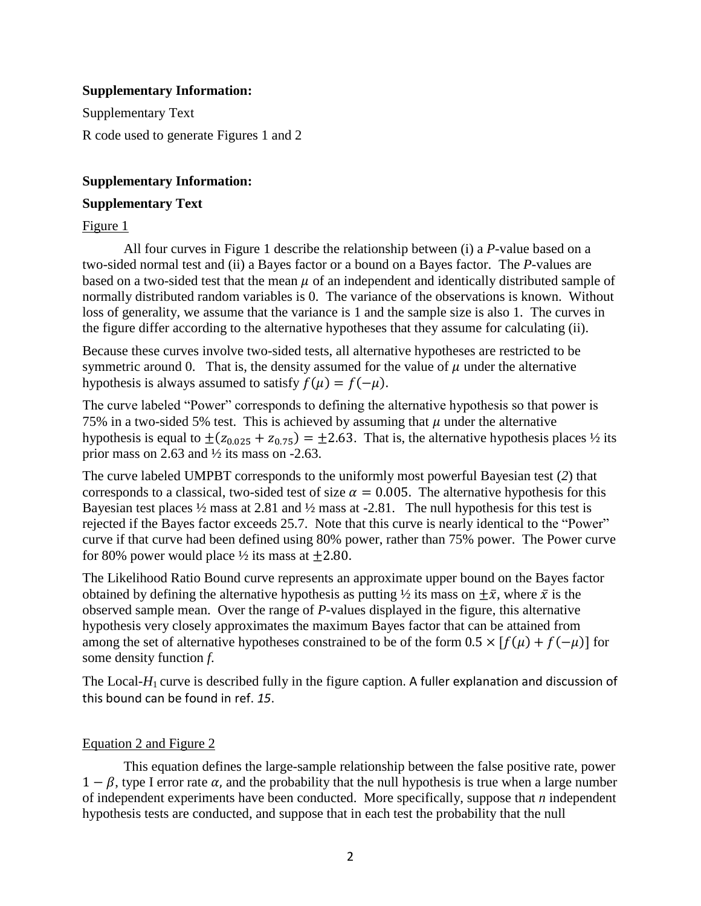**Supplementary Information:**

Supplementary Text

R code used to generate Figures 1 and 2

**Supplementary Information:**

**Supplementary Text**

Figure 1

All four curves in Figure 1 describe the relationship between (i) a *P*-value based on a two-sided normal test and (ii) a Bayes factor or a bound on a Bayes factor. The *P*-values are based on a two-sided test that the mean $\mu$ of an independent and identically distributed sample of normally distributed random variables is 0. The variance of the observations is known. Without loss of generality, we assume that the variance is 1 and the sample size is also 1. The curves in the figure differ according to the alternative hypotheses that they assume for calculating (ii).

Because these curves involve two-sided tests, all alternative hypotheses are restricted to be symmetric around 0. That is, the density assumed for the value of $\mu$ under the alternative hypothesis is always assumed to satisfy $f(\mu) = f(-\mu)$.

The curve labeled "Power" corresponds to defining the alternative hypothesis so that power is 75% in a two-sided 5% test. This is achieved by assuming that $\mu$ under the alternative hypothesis is equal to $\pm(z_{0.025} + z_{0.75}) = \pm 2.63$. That is, the alternative hypothesis places ½ its prior mass on 2.63 and ½ its mass on -2.63.

The curve labeled UMPBT corresponds to the uniformly most powerful Bayesian test (*2*) that corresponds to a classical, two-sided test of size $\alpha = 0.005$. The alternative hypothesis for this Bayesian test places ½ mass at 2.81 and ½ mass at -2.81. The null hypothesis for this test is rejected if the Bayes factor exceeds 25.7. Note that this curve is nearly identical to the "Power" curve if that curve had been defined using 80% power, rather than 75% power. The Power curve for 80% power would place ½ its mass at $\pm 2.80$.

The Likelihood Ratio Bound curve represents an approximate upper bound on the Bayes factor obtained by defining the alternative hypothesis as putting ½ its mass on $\pm\bar{x}$, where $\bar{x}$ is the observed sample mean. Over the range of *P*-values displayed in the figure, this alternative hypothesis very closely approximates the maximum Bayes factor that can be attained from among the set of alternative hypotheses constrained to be of the form $0.5 \times [f(\mu) + f(-\mu)]$ for some density function *f*.

The Local-$H_1$ curve is described fully in the figure caption. A fuller explanation and discussion of this bound can be found in ref. *15*.

Equation 2 and Figure 2

This equation defines the large-sample relationship between the false positive rate, power $1 - \beta$, type I error rate $\alpha$, and the probability that the null hypothesis is true when a large number of independent experiments have been conducted. More specifically, suppose that *n* independent hypothesis tests are conducted, and suppose that in each test the probability that the null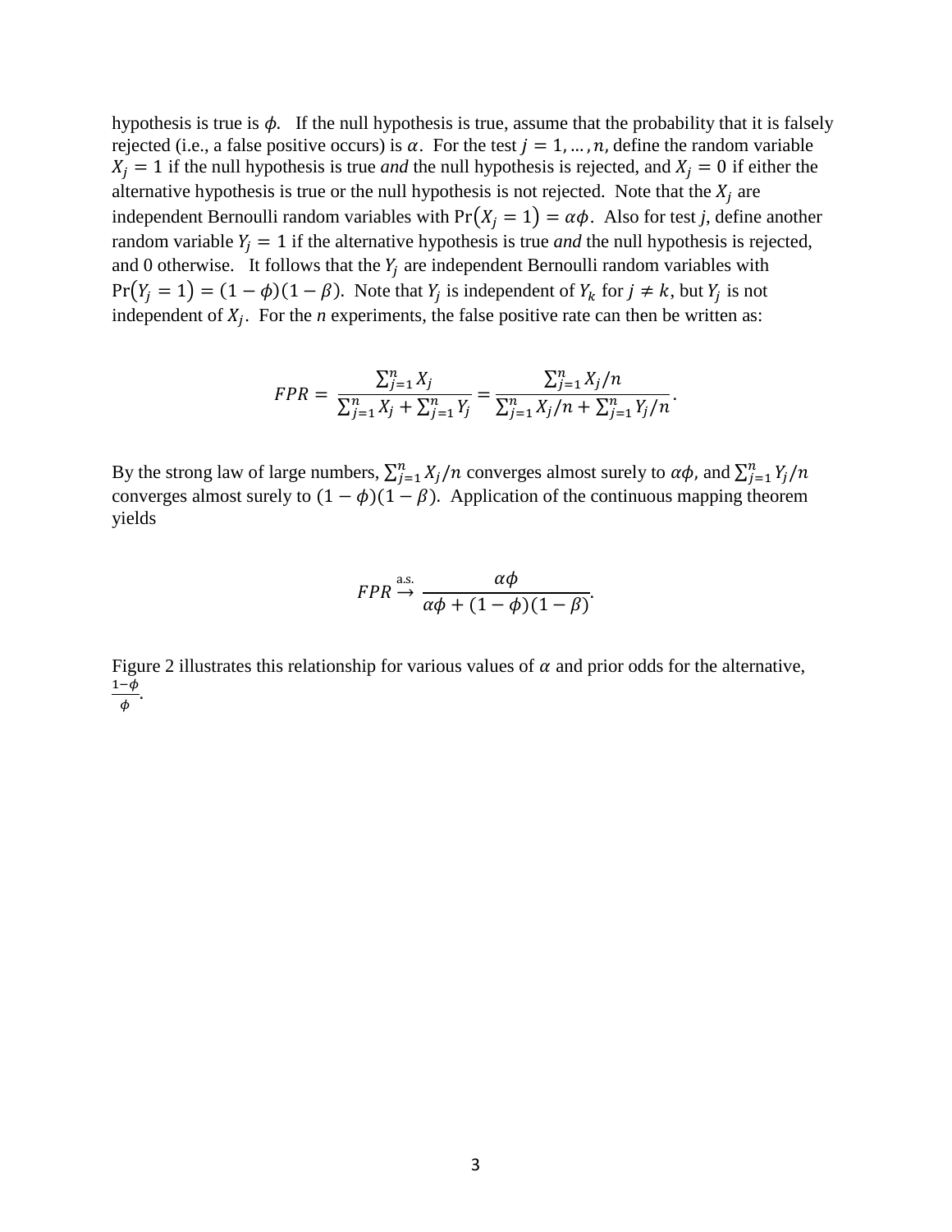hypothesis is true is $\phi$. If the null hypothesis is true, assume that the probability that it is falsely rejected (i.e., a false positive occurs) is $\alpha$. For the test $j = 1, \ldots, n,$ define the random variable $X_j = 1$ if the null hypothesis is true *and* the null hypothesis is rejected, and $X_j = 0$ if either the alternative hypothesis is true or the null hypothesis is not rejected. Note that the $X_j$ are independent Bernoulli random variables with $\Pr(X_j = 1) = \alpha\phi$. Also for test *j*, define another random variable $Y_j = 1$ if the alternative hypothesis is true *and* the null hypothesis is rejected, and 0 otherwise. It follows that the $Y_j$ are independent Bernoulli random variables with $\Pr(Y_j = 1) = (1 - \phi)(1 - \beta)$. Note that $Y_j$ is independent of $Y_k$ for $j \neq k$, but $Y_j$ is not independent of $X_j$. For the *n* experiments, the false positive rate can then be written as:

$$FPR = \frac{\sum_{j=1}^{n} X_j}{\sum_{j=1}^{n} X_j + \sum_{j=1}^{n} Y_j} = \frac{\sum_{j=1}^{n} X_j/n}{\sum_{j=1}^{n} X_j/n + \sum_{j=1}^{n} Y_j/n}.$$

By the strong law of large numbers, $\sum_{j=1}^{n} X_j/n$ converges almost surely to $\alpha\phi$, and $\sum_{j=1}^{n} Y_j/n$ converges almost surely to $(1 - \phi)(1 - \beta)$. Application of the continuous mapping theorem yields

$$FPR \overset{\text{a.s.}}{\rightarrow} \frac{\alpha\phi}{\alpha\phi + (1 - \phi)(1 - \beta)}.$$

Figure 2 illustrates this relationship for various values of $\alpha$ and prior odds for the alternative, $\frac{1-\phi}{\phi}$.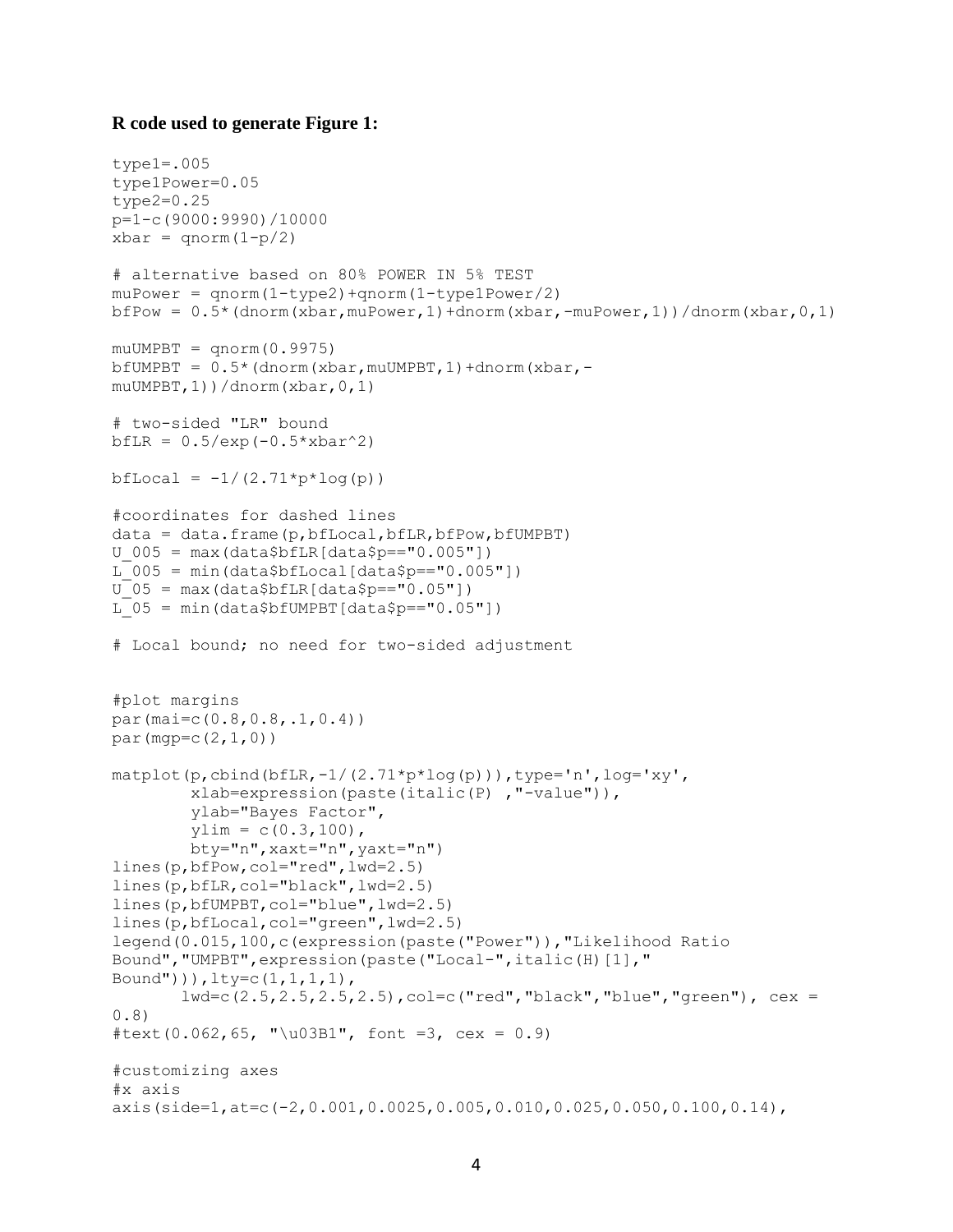**R code used to generate Figure 1:**

```
type1=.005
type1Power=0.05
type2=0.25
p=1-c(9000:9990)/10000
xbar = qnorm(1-p/2)

# alternative based on 80% POWER IN 5% TEST
muPower = qnorm(1-type2)+qnorm(1-type1Power/2)
bfPow = 0.5*(dnorm(xbar,muPower,1)+dnorm(xbar,-muPower,1))/dnorm(xbar,0,1)

muUMPBT = qnorm(0.9975)
bfUMPBT = 0.5*(dnorm(xbar,muUMPBT,1)+dnorm(xbar,-
muUMPBT,1))/dnorm(xbar,0,1)

# two-sided "LR" bound
bfLR = 0.5/exp(-0.5*xbar^2)

bfLocal = -1/(2.71*p*log(p))

#coordinates for dashed lines
data = data.frame(p,bfLocal,bfLR,bfPow,bfUMPBT)
U_005 = max(data$bfLR[data$p=="0.005"])
L_005 = min(data$bfLocal[data$p=="0.005"])
U_05 = max(data$bfLR[data$p=="0.05"])
L_05 = min(data$bfUMPBT[data$p=="0.05"])

# Local bound; no need for two-sided adjustment


#plot margins
par(mai=c(0.8,0.8,.1,0.4))
par(mgp=c(2,1,0))

matplot(p,cbind(bfLR,-1/(2.71*p*log(p))),type='n',log='xy',
        xlab=expression(paste(italic(P) ,"-value")),
        ylab="Bayes Factor",
        ylim = c(0.3,100),
        bty="n",xaxt="n",yaxt="n")
lines(p,bfPow,col="red",lwd=2.5)
lines(p,bfLR,col="black",lwd=2.5)
lines(p,bfUMPBT,col="blue",lwd=2.5)
lines(p,bfLocal,col="green",lwd=2.5)
legend(0.015,100,c(expression(paste("Power")),"Likelihood Ratio
Bound","UMPBT",expression(paste("Local-",italic(H)[1],"
Bound"))),lty=c(1,1,1,1),
       lwd=c(2.5,2.5,2.5,2.5),col=c("red","black","blue","green"), cex =
0.8)
#text(0.062,65, "\u03B1", font =3, cex = 0.9)

#customizing axes
#x axis
axis(side=1,at=c(-2,0.001,0.0025,0.005,0.010,0.025,0.050,0.100,0.14),
```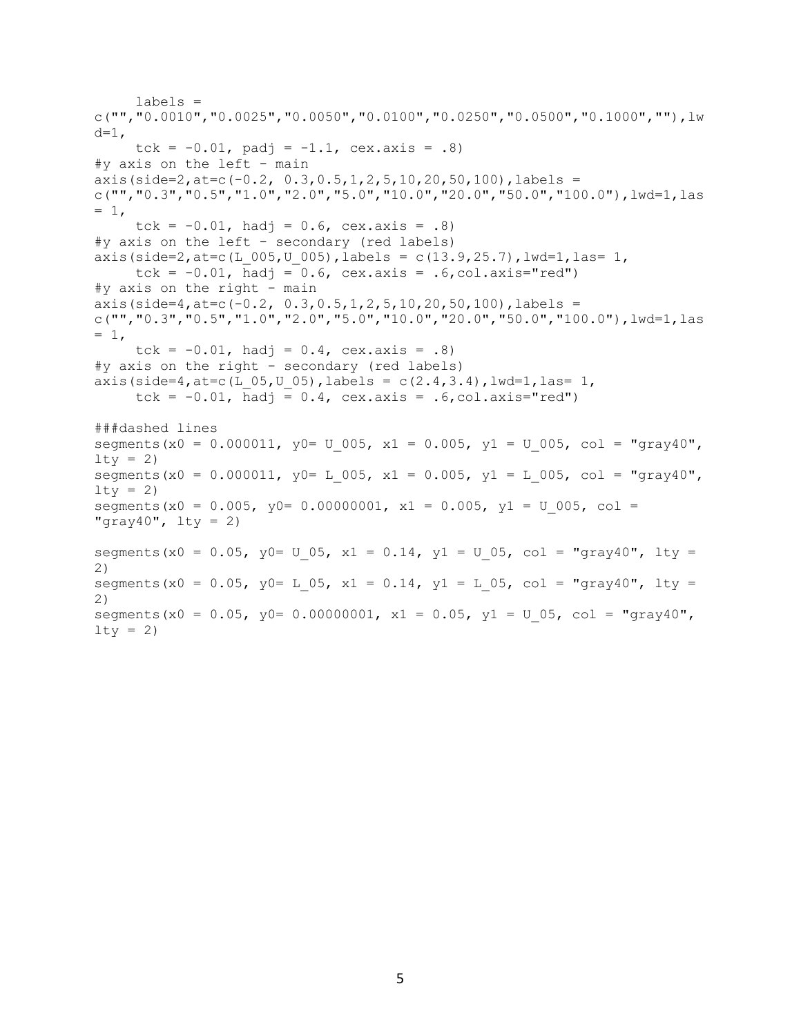```
     labels =
c("","0.0010","0.0025","0.0050","0.0100","0.0250","0.0500","0.1000",""),lw
d=1,
     tck = -0.01, padj = -1.1, cex.axis = .8)
#y axis on the left - main
axis(side=2,at=c(-0.2, 0.3,0.5,1,2,5,10,20,50,100),labels =
c("","0.3","0.5","1.0","2.0","5.0","10.0","20.0","50.0","100.0"),lwd=1,las
= 1,
     tck = -0.01, hadj = 0.6, cex.axis = .8)
#y axis on the left - secondary (red labels)
axis(side=2,at=c(L_005,U_005),labels = c(13.9,25.7),lwd=1,las= 1,
     tck = -0.01, hadj = 0.6, cex.axis = .6,col.axis="red")
#y axis on the right - main
axis(side=4,at=c(-0.2, 0.3,0.5,1,2,5,10,20,50,100),labels =
c("","0.3","0.5","1.0","2.0","5.0","10.0","20.0","50.0","100.0"),lwd=1,las
= 1,
     tck = -0.01, hadj = 0.4, cex.axis = .8)
#y axis on the right - secondary (red labels)
axis(side=4,at=c(L_05,U_05),labels = c(2.4,3.4),lwd=1,las= 1,
     tck = -0.01, hadj = 0.4, cex.axis = .6,col.axis="red")

###dashed lines
segments(x0 = 0.000011, y0= U_005, x1 = 0.005, y1 = U_005, col = "gray40",
lty = 2)
segments(x0 = 0.000011, y0= L_005, x1 = 0.005, y1 = L_005, col = "gray40",
lty = 2)
segments(x0 = 0.005, y0= 0.00000001, x1 = 0.005, y1 = U_005, col =
"gray40", lty = 2)

segments(x0 = 0.05, y0= U_05, x1 = 0.14, y1 = U_05, col = "gray40", lty =
2)
segments(x0 = 0.05, y0= L_05, x1 = 0.14, y1 = L_05, col = "gray40", lty =
2)
segments(x0 = 0.05, y0= 0.00000001, x1 = 0.05, y1 = U_05, col = "gray40",
lty = 2)
```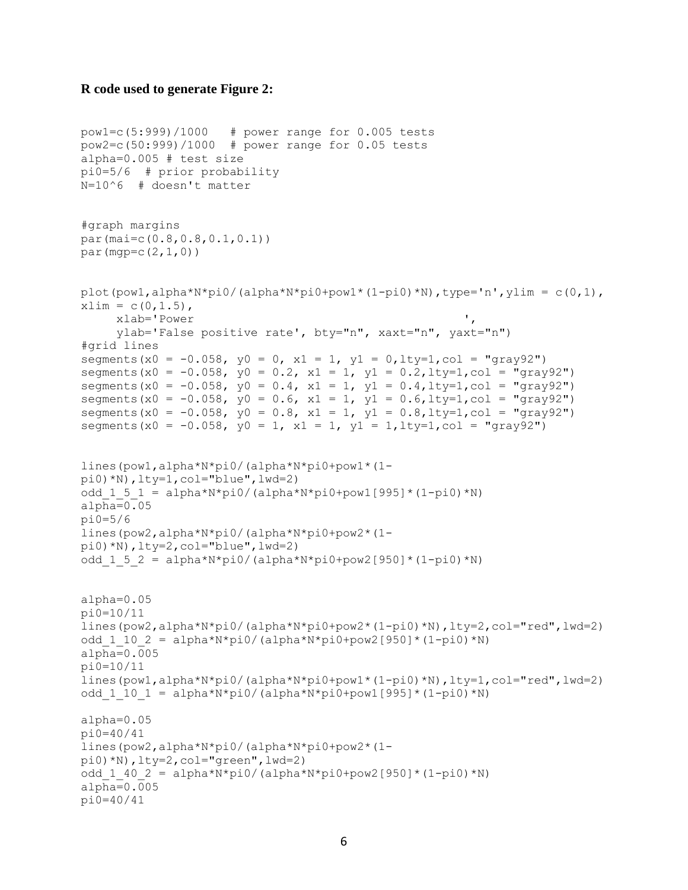**R code used to generate Figure 2:**

```
pow1=c(5:999)/1000   # power range for 0.005 tests
pow2=c(50:999)/1000  # power range for 0.05 tests
alpha=0.005 # test size
pi0=5/6  # prior probability
N=10^6  # doesn't matter


#graph margins
par(mai=c(0.8,0.8,0.1,0.1))
par(mgp=c(2,1,0))


plot(pow1,alpha*N*pi0/(alpha*N*pi0+pow1*(1-pi0)*N),type='n',ylim = c(0,1),
xlim = c(0,1.5),
     xlab='Power                                              ',
     ylab='False positive rate', bty="n", xaxt="n", yaxt="n")
#grid lines
segments(x0 = -0.058, y0 = 0, x1 = 1, y1 = 0,lty=1,col = "gray92")
segments(x0 = -0.058, y0 = 0.2, x1 = 1, y1 = 0.2,lty=1,col = "gray92")
segments(x0 = -0.058, y0 = 0.4, x1 = 1, y1 = 0.4,lty=1,col = "gray92")
segments(x0 = -0.058, y0 = 0.6, x1 = 1, y1 = 0.6,lty=1,col = "gray92")
segments(x0 = -0.058, y0 = 0.8, x1 = 1, y1 = 0.8,lty=1,col = "gray92")
segments(x0 = -0.058, y0 = 1, x1 = 1, y1 = 1,lty=1,col = "gray92")


lines(pow1,alpha*N*pi0/(alpha*N*pi0+pow1*(1-
pi0)*N),lty=1,col="blue",lwd=2)
odd_1_5_1 = alpha*N*pi0/(alpha*N*pi0+pow1[995]*(1-pi0)*N)
alpha=0.05
pi0=5/6
lines(pow2,alpha*N*pi0/(alpha*N*pi0+pow2*(1-
pi0)*N),lty=2,col="blue",lwd=2)
odd_1_5_2 = alpha*N*pi0/(alpha*N*pi0+pow2[950]*(1-pi0)*N)


alpha=0.05
pi0=10/11
lines(pow2,alpha*N*pi0/(alpha*N*pi0+pow2*(1-pi0)*N),lty=2,col="red",lwd=2)
odd_1_10_2 = alpha*N*pi0/(alpha*N*pi0+pow2[950]*(1-pi0)*N)
alpha=0.005
pi0=10/11
lines(pow1,alpha*N*pi0/(alpha*N*pi0+pow1*(1-pi0)*N),lty=1,col="red",lwd=2)
odd_1_10_1 = alpha*N*pi0/(alpha*N*pi0+pow1[995]*(1-pi0)*N)

alpha=0.05
pi0=40/41
lines(pow2,alpha*N*pi0/(alpha*N*pi0+pow2*(1-
pi0)*N),lty=2,col="green",lwd=2)
odd_1_40_2 = alpha*N*pi0/(alpha*N*pi0+pow2[950]*(1-pi0)*N)
alpha=0.005
pi0=40/41
```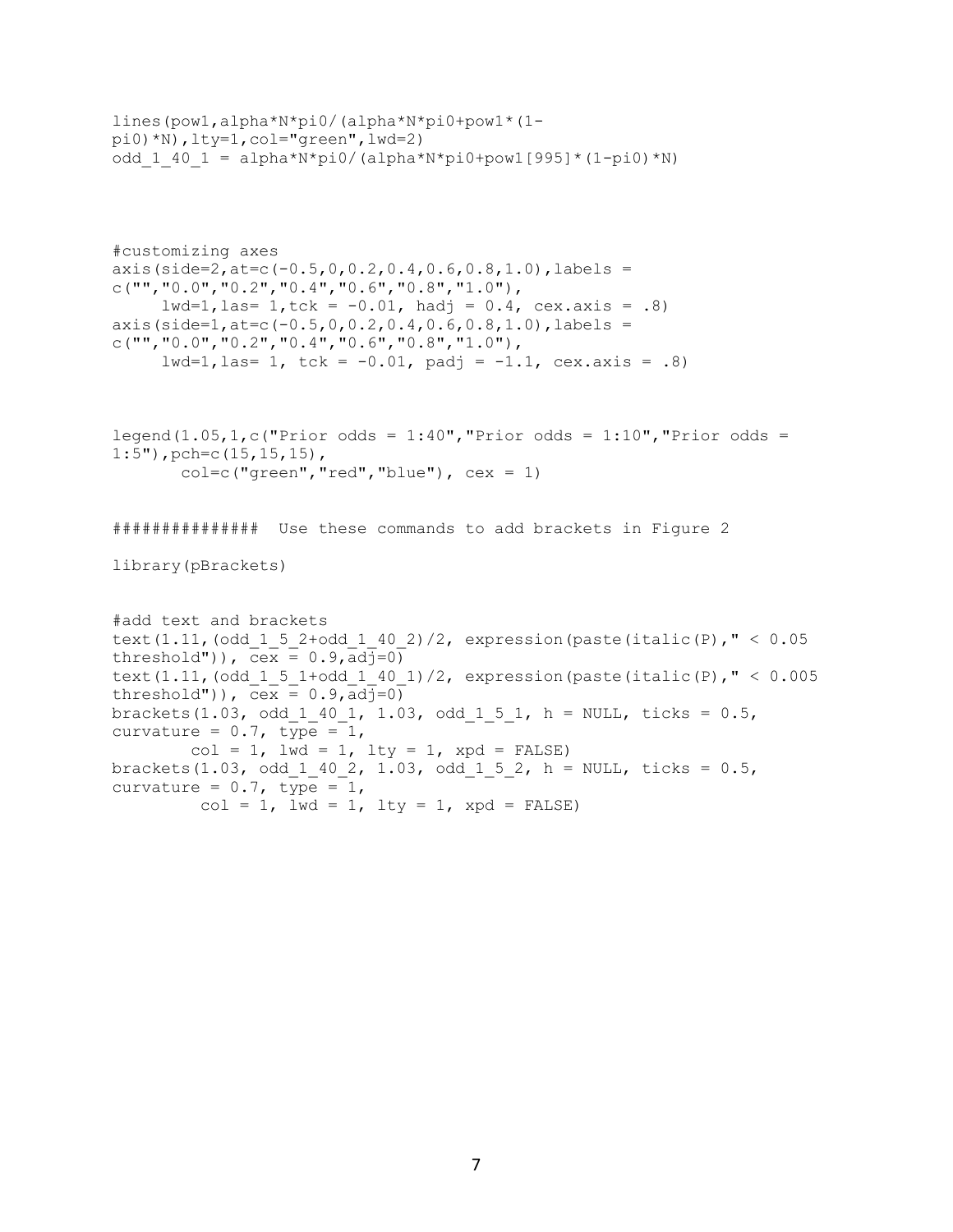```
lines(pow1,alpha*N*pi0/(alpha*N*pi0+pow1*(1-
pi0)*N),lty=1,col="green",lwd=2)
odd_1_40_1 = alpha*N*pi0/(alpha*N*pi0+pow1[995]*(1-pi0)*N)




#customizing axes
axis(side=2,at=c(-0.5,0,0.2,0.4,0.6,0.8,1.0),labels =
c("","0.0","0.2","0.4","0.6","0.8","1.0"),
     lwd=1,las= 1,tck = -0.01, hadj = 0.4, cex.axis = .8)
axis(side=1,at=c(-0.5,0,0.2,0.4,0.6,0.8,1.0),labels =
c("","0.0","0.2","0.4","0.6","0.8","1.0"),
     lwd=1,las= 1, tck = -0.01, padj = -1.1, cex.axis = .8)



legend(1.05,1,c("Prior odds = 1:40","Prior odds = 1:10","Prior odds =
1:5"),pch=c(15,15,15),
       col=c("green","red","blue"), cex = 1)


###############  Use these commands to add brackets in Figure 2

library(pBrackets)


#add text and brackets
text(1.11,(odd_1_5_2+odd_1_40_2)/2, expression(paste(italic(P)," < 0.05
threshold")), cex = 0.9,adj=0)
text(1.11,(odd_1_5_1+odd_1_40_1)/2, expression(paste(italic(P)," < 0.005
threshold")), cex = 0.9,adj=0)
brackets(1.03, odd_1_40_1, 1.03, odd_1_5_1, h = NULL, ticks = 0.5,
curvature = 0.7, type = 1,
        col = 1, lwd = 1, lty = 1, xpd = FALSE)
brackets(1.03, odd_1_40_2, 1.03, odd_1_5_2, h = NULL, ticks = 0.5,
curvature = 0.7, type = 1,
         col = 1, lwd = 1, lty = 1, xpd = FALSE)
```